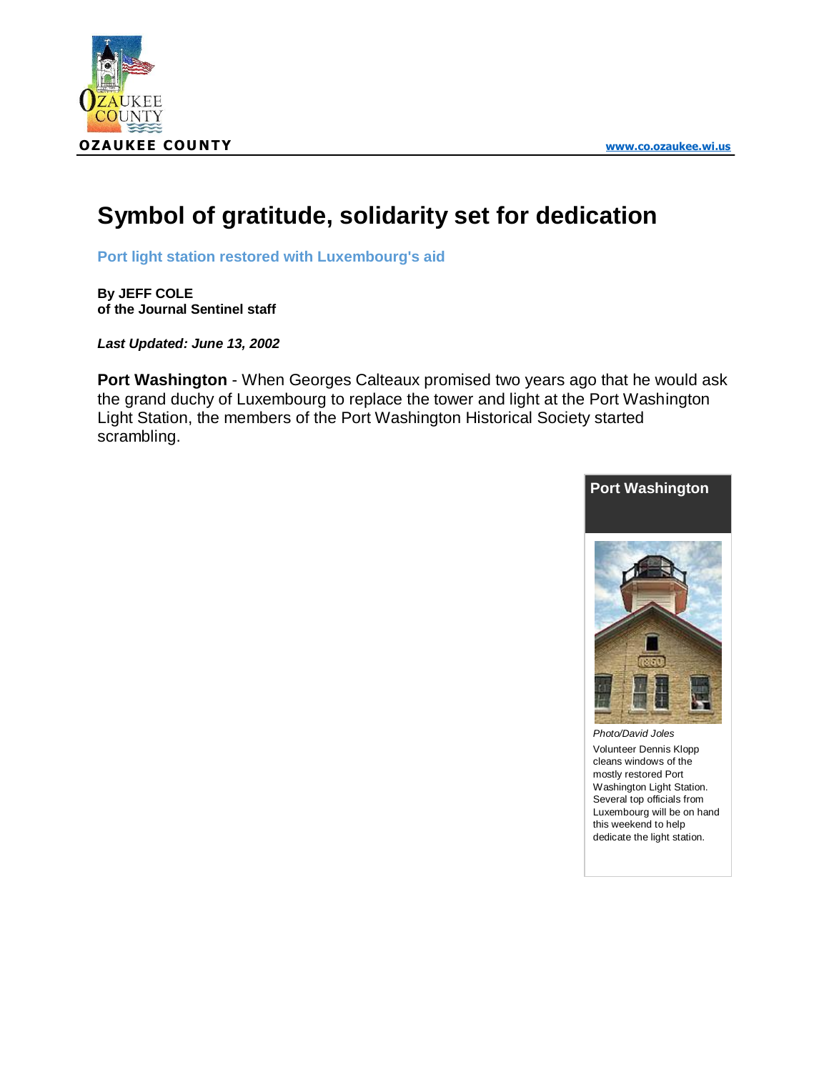OZAUKEE COUNTY www.co.ozaukee.wi.us

# Symbol of gratitude, solidarity set for dedication

## Port light station restored with Luxembourg's aid

**By JEFF COLE**
**of the Journal Sentinel staff**

***Last Updated: June 13, 2002***

**Port Washington** - When Georges Calteaux promised two years ago that he would ask the grand duchy of Luxembourg to replace the tower and light at the Port Washington Light Station, the members of the Port Washington Historical Society started scrambling.

**Port Washington**

*Photo/David Joles*

Volunteer Dennis Klopp cleans windows of the mostly restored Port Washington Light Station. Several top officials from Luxembourg will be on hand this weekend to help dedicate the light station.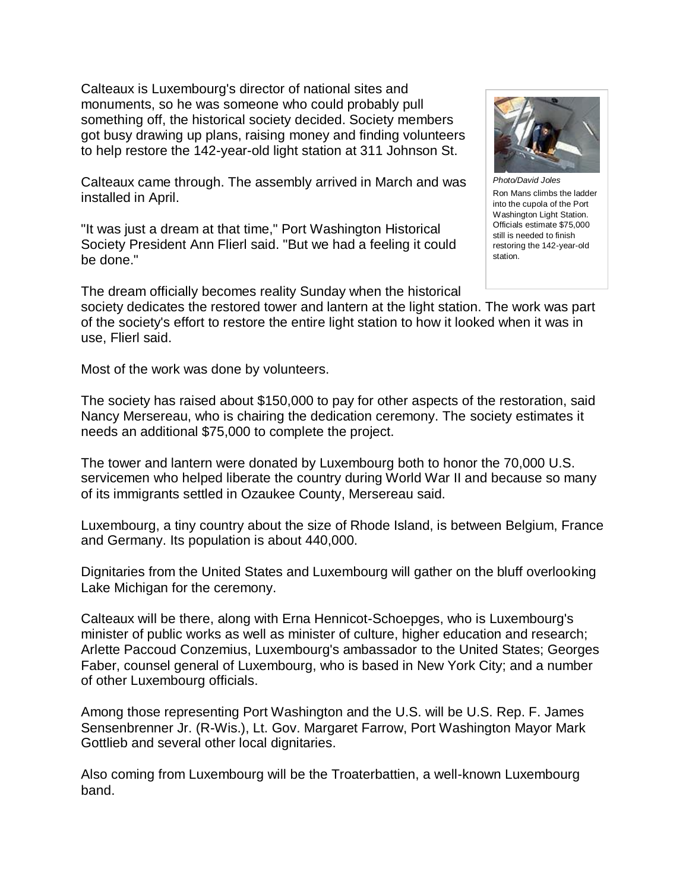Calteaux is Luxembourg's director of national sites and monuments, so he was someone who could probably pull something off, the historical society decided. Society members got busy drawing up plans, raising money and finding volunteers to help restore the 142-year-old light station at 311 Johnson St.

Calteaux came through. The assembly arrived in March and was installed in April.

"It was just a dream at that time," Port Washington Historical Society President Ann Flierl said. "But we had a feeling it could be done."

*Photo/David Joles*

Ron Mans climbs the ladder into the cupola of the Port Washington Light Station. Officials estimate $75,000 still is needed to finish restoring the 142-year-old station.

The dream officially becomes reality Sunday when the historical society dedicates the restored tower and lantern at the light station. The work was part of the society's effort to restore the entire light station to how it looked when it was in use, Flierl said.

Most of the work was done by volunteers.

The society has raised about $150,000 to pay for other aspects of the restoration, said Nancy Mersereau, who is chairing the dedication ceremony. The society estimates it needs an additional $75,000 to complete the project.

The tower and lantern were donated by Luxembourg both to honor the 70,000 U.S. servicemen who helped liberate the country during World War II and because so many of its immigrants settled in Ozaukee County, Mersereau said.

Luxembourg, a tiny country about the size of Rhode Island, is between Belgium, France and Germany. Its population is about 440,000.

Dignitaries from the United States and Luxembourg will gather on the bluff overlooking Lake Michigan for the ceremony.

Calteaux will be there, along with Erna Hennicot-Schoepges, who is Luxembourg's minister of public works as well as minister of culture, higher education and research; Arlette Paccoud Conzemius, Luxembourg's ambassador to the United States; Georges Faber, counsel general of Luxembourg, who is based in New York City; and a number of other Luxembourg officials.

Among those representing Port Washington and the U.S. will be U.S. Rep. F. James Sensenbrenner Jr. (R-Wis.), Lt. Gov. Margaret Farrow, Port Washington Mayor Mark Gottlieb and several other local dignitaries.

Also coming from Luxembourg will be the Troaterbattien, a well-known Luxembourg band.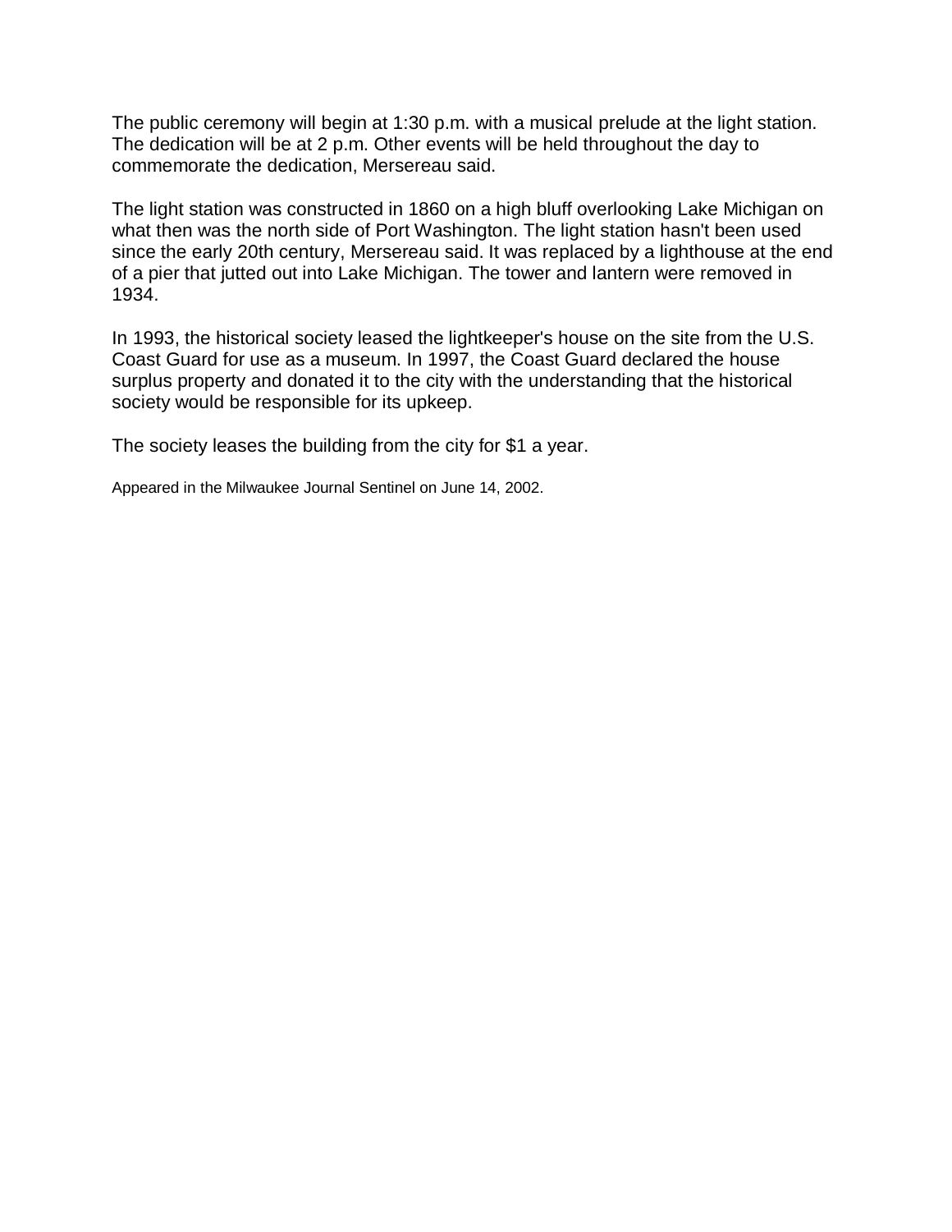The public ceremony will begin at 1:30 p.m. with a musical prelude at the light station. The dedication will be at 2 p.m. Other events will be held throughout the day to commemorate the dedication, Mersereau said.

The light station was constructed in 1860 on a high bluff overlooking Lake Michigan on what then was the north side of Port Washington. The light station hasn't been used since the early 20th century, Mersereau said. It was replaced by a lighthouse at the end of a pier that jutted out into Lake Michigan. The tower and lantern were removed in 1934.

In 1993, the historical society leased the lightkeeper's house on the site from the U.S. Coast Guard for use as a museum. In 1997, the Coast Guard declared the house surplus property and donated it to the city with the understanding that the historical society would be responsible for its upkeep.

The society leases the building from the city for $1 a year.

Appeared in the Milwaukee Journal Sentinel on June 14, 2002.